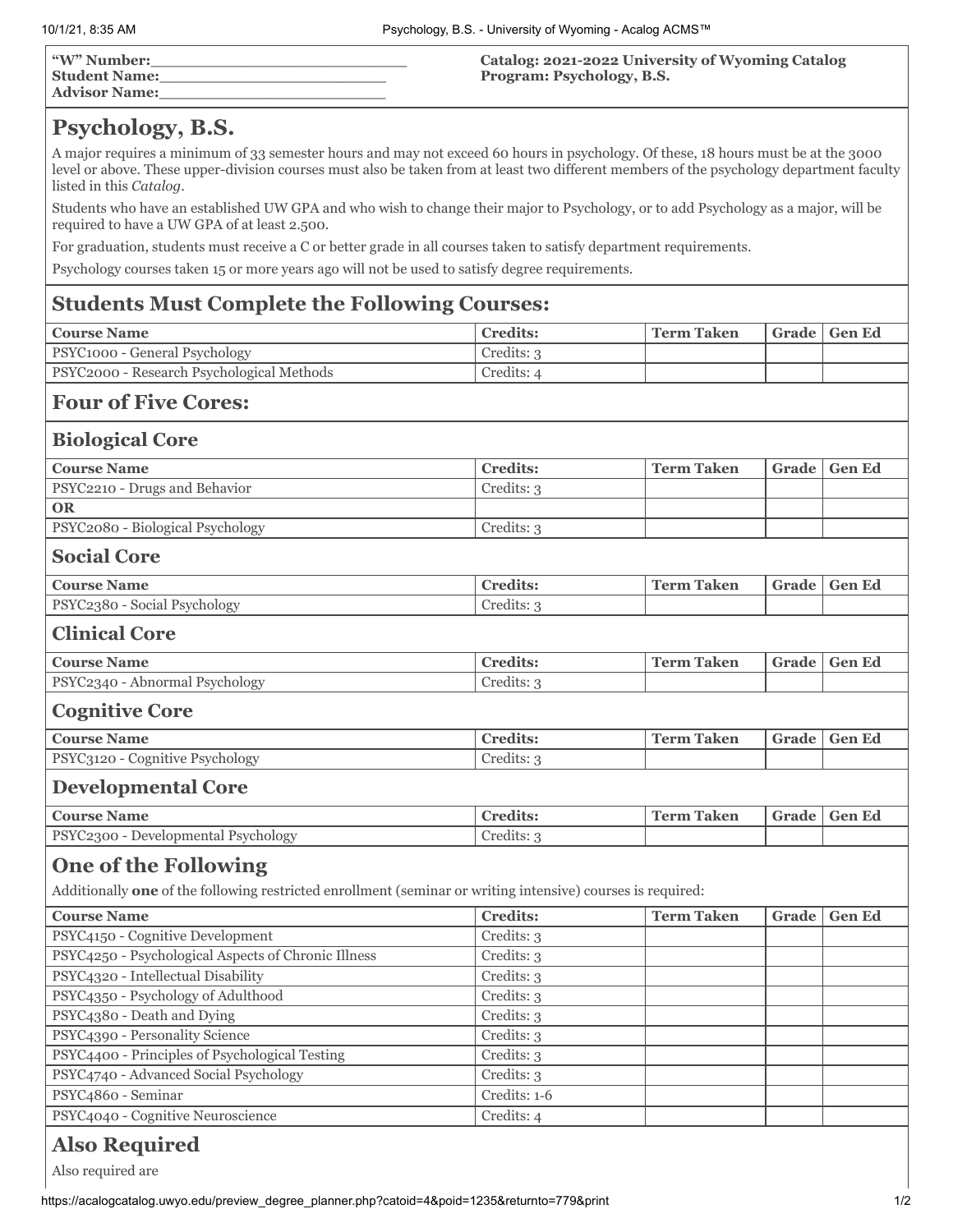| | |
|---|---|
| **"W" Number:**\_\_\_\_\_\_\_\_\_\_\_\_\_\_\_\_\_\_\_\_\_\_\_\_\_ | **Catalog: 2021-2022 University of Wyoming Catalog** |
| **Student Name:**\_\_\_\_\_\_\_\_\_\_\_\_\_\_\_\_\_\_\_\_\_\_\_ | **Program: Psychology, B.S.** |
| **Advisor Name:**\_\_\_\_\_\_\_\_\_\_\_\_\_\_\_\_\_\_\_\_\_\_\_ | |

# Psychology, B.S.

A major requires a minimum of 33 semester hours and may not exceed 60 hours in psychology. Of these, 18 hours must be at the 3000 level or above. These upper-division courses must also be taken from at least two different members of the psychology department faculty listed in this *Catalog*.

Students who have an established UW GPA and who wish to change their major to Psychology, or to add Psychology as a major, will be required to have a UW GPA of at least 2.500.

For graduation, students must receive a C or better grade in all courses taken to satisfy department requirements.

Psychology courses taken 15 or more years ago will not be used to satisfy degree requirements.

## Students Must Complete the Following Courses:

| Course Name | Credits: | Term Taken | Grade | Gen Ed |
|---|---|---|---|---|
| PSYC1000 - General Psychology | Credits: 3 | | | |
| PSYC2000 - Research Psychological Methods | Credits: 4 | | | |

## Four of Five Cores:

### Biological Core

| Course Name | Credits: | Term Taken | Grade | Gen Ed |
|---|---|---|---|---|
| PSYC2210 - Drugs and Behavior | Credits: 3 | | | |
| **OR** | | | | |
| PSYC2080 - Biological Psychology | Credits: 3 | | | |

### Social Core

| Course Name | Credits: | Term Taken | Grade | Gen Ed |
|---|---|---|---|---|
| PSYC2380 - Social Psychology | Credits: 3 | | | |

### Clinical Core

| Course Name | Credits: | Term Taken | Grade | Gen Ed |
|---|---|---|---|---|
| PSYC2340 - Abnormal Psychology | Credits: 3 | | | |

### Cognitive Core

| Course Name | Credits: | Term Taken | Grade | Gen Ed |
|---|---|---|---|---|
| PSYC3120 - Cognitive Psychology | Credits: 3 | | | |

### Developmental Core

| Course Name | Credits: | Term Taken | Grade | Gen Ed |
|---|---|---|---|---|
| PSYC2300 - Developmental Psychology | Credits: 3 | | | |

## One of the Following

Additionally **one** of the following restricted enrollment (seminar or writing intensive) courses is required:

| Course Name | Credits: | Term Taken | Grade | Gen Ed |
|---|---|---|---|---|
| PSYC4150 - Cognitive Development | Credits: 3 | | | |
| PSYC4250 - Psychological Aspects of Chronic Illness | Credits: 3 | | | |
| PSYC4320 - Intellectual Disability | Credits: 3 | | | |
| PSYC4350 - Psychology of Adulthood | Credits: 3 | | | |
| PSYC4380 - Death and Dying | Credits: 3 | | | |
| PSYC4390 - Personality Science | Credits: 3 | | | |
| PSYC4400 - Principles of Psychological Testing | Credits: 3 | | | |
| PSYC4740 - Advanced Social Psychology | Credits: 3 | | | |
| PSYC4860 - Seminar | Credits: 1-6 | | | |
| PSYC4040 - Cognitive Neuroscience | Credits: 4 | | | |

## Also Required

Also required are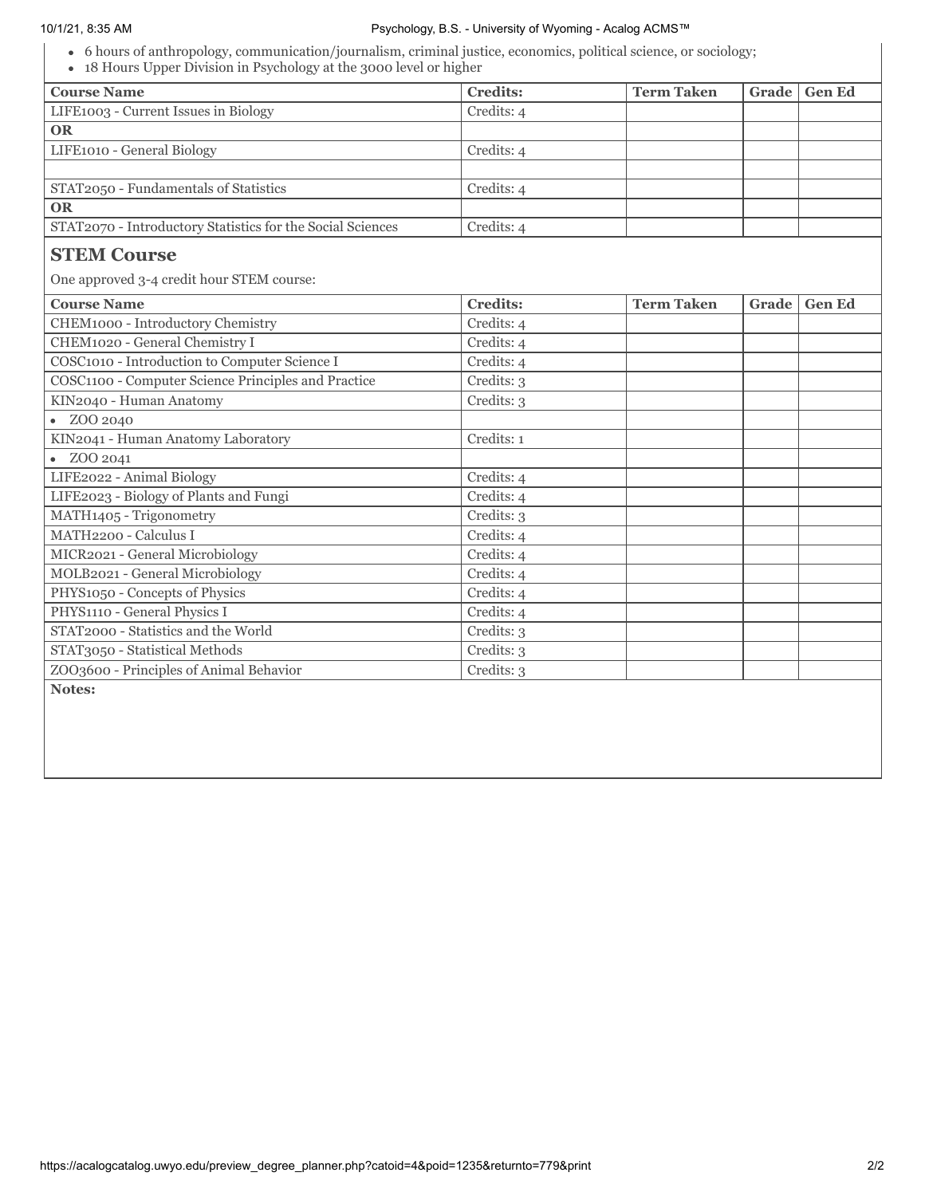- 6 hours of anthropology, communication/journalism, criminal justice, economics, political science, or sociology;
- 18 Hours Upper Division in Psychology at the 3000 level or higher

| Course Name | Credits: | Term Taken | Grade | Gen Ed |
|---|---|---|---|---|
| LIFE1003 - Current Issues in Biology | Credits: 4 | | | |
| **OR** | | | | |
| LIFE1010 - General Biology | Credits: 4 | | | |
| | | | | |
| STAT2050 - Fundamentals of Statistics | Credits: 4 | | | |
| **OR** | | | | |
| STAT2070 - Introductory Statistics for the Social Sciences | Credits: 4 | | | |

## STEM Course

One approved 3-4 credit hour STEM course:

| Course Name | Credits: | Term Taken | Grade | Gen Ed |
|---|---|---|---|---|
| CHEM1000 - Introductory Chemistry | Credits: 4 | | | |
| CHEM1020 - General Chemistry I | Credits: 4 | | | |
| COSC1010 - Introduction to Computer Science I | Credits: 4 | | | |
| COSC1100 - Computer Science Principles and Practice | Credits: 3 | | | |
| KIN2040 - Human Anatomy | Credits: 3 | | | |
| • ZOO 2040 | | | | |
| KIN2041 - Human Anatomy Laboratory | Credits: 1 | | | |
| • ZOO 2041 | | | | |
| LIFE2022 - Animal Biology | Credits: 4 | | | |
| LIFE2023 - Biology of Plants and Fungi | Credits: 4 | | | |
| MATH1405 - Trigonometry | Credits: 3 | | | |
| MATH2200 - Calculus I | Credits: 4 | | | |
| MICR2021 - General Microbiology | Credits: 4 | | | |
| MOLB2021 - General Microbiology | Credits: 4 | | | |
| PHYS1050 - Concepts of Physics | Credits: 4 | | | |
| PHYS1110 - General Physics I | Credits: 4 | | | |
| STAT2000 - Statistics and the World | Credits: 3 | | | |
| STAT3050 - Statistical Methods | Credits: 3 | | | |
| ZOO3600 - Principles of Animal Behavior | Credits: 3 | | | |

**Notes:**